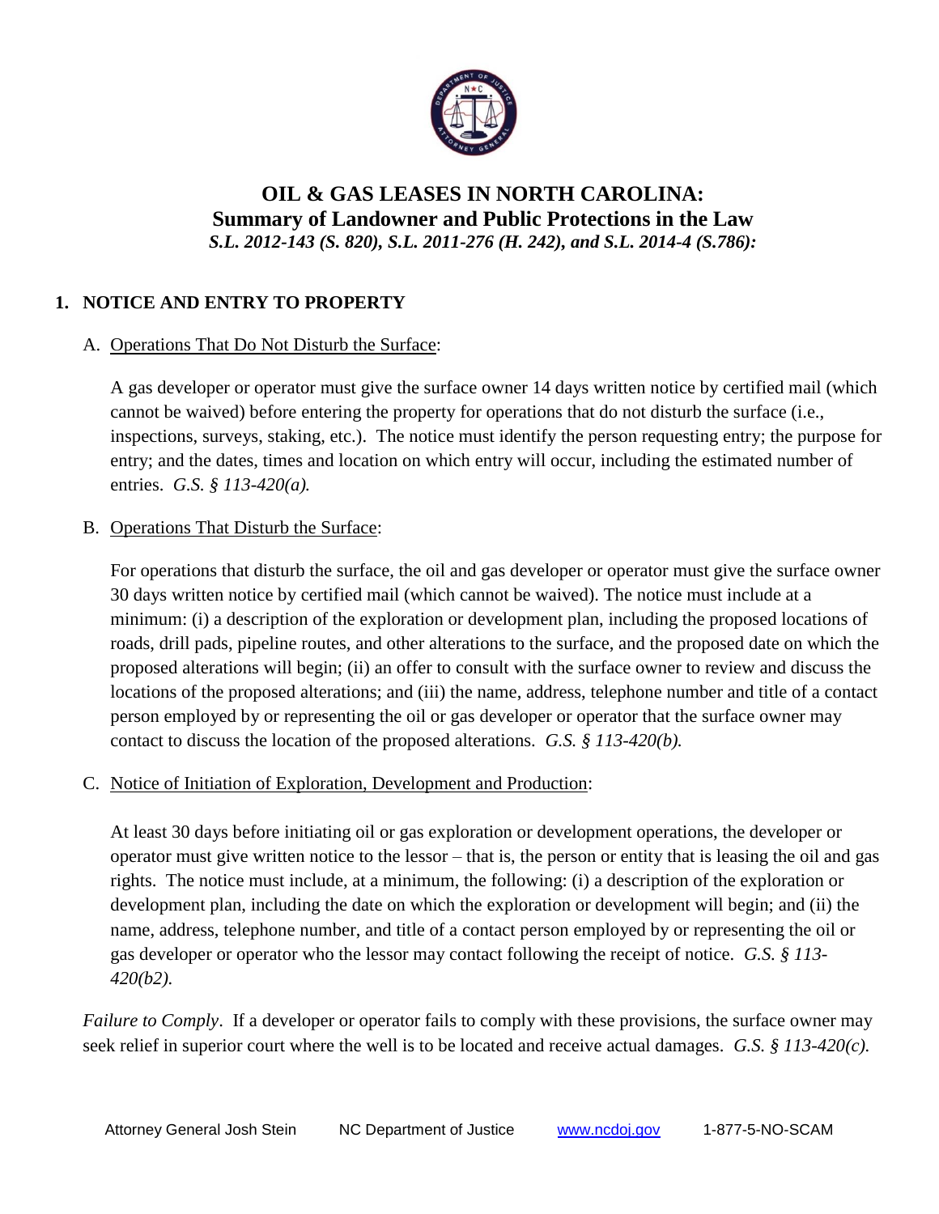# OIL & GAS LEASES IN NORTH CAROLINA:
## Summary of Landowner and Public Protections in the Law
***S.L. 2012-143 (S. 820), S.L. 2011-276 (H. 242), and S.L. 2014-4 (S.786):***

### 1. NOTICE AND ENTRY TO PROPERTY

A. Operations That Do Not Disturb the Surface:

A gas developer or operator must give the surface owner 14 days written notice by certified mail (which cannot be waived) before entering the property for operations that do not disturb the surface (i.e., inspections, surveys, staking, etc.). The notice must identify the person requesting entry; the purpose for entry; and the dates, times and location on which entry will occur, including the estimated number of entries. *G.S. § 113-420(a).*

B. Operations That Disturb the Surface:

For operations that disturb the surface, the oil and gas developer or operator must give the surface owner 30 days written notice by certified mail (which cannot be waived). The notice must include at a minimum: (i) a description of the exploration or development plan, including the proposed locations of roads, drill pads, pipeline routes, and other alterations to the surface, and the proposed date on which the proposed alterations will begin; (ii) an offer to consult with the surface owner to review and discuss the locations of the proposed alterations; and (iii) the name, address, telephone number and title of a contact person employed by or representing the oil or gas developer or operator that the surface owner may contact to discuss the location of the proposed alterations. *G.S. § 113-420(b).*

C. Notice of Initiation of Exploration, Development and Production:

At least 30 days before initiating oil or gas exploration or development operations, the developer or operator must give written notice to the lessor – that is, the person or entity that is leasing the oil and gas rights. The notice must include, at a minimum, the following: (i) a description of the exploration or development plan, including the date on which the exploration or development will begin; and (ii) the name, address, telephone number, and title of a contact person employed by or representing the oil or gas developer or operator who the lessor may contact following the receipt of notice. *G.S. § 113-420(b2).*

*Failure to Comply*. If a developer or operator fails to comply with these provisions, the surface owner may seek relief in superior court where the well is to be located and receive actual damages. *G.S. § 113-420(c).*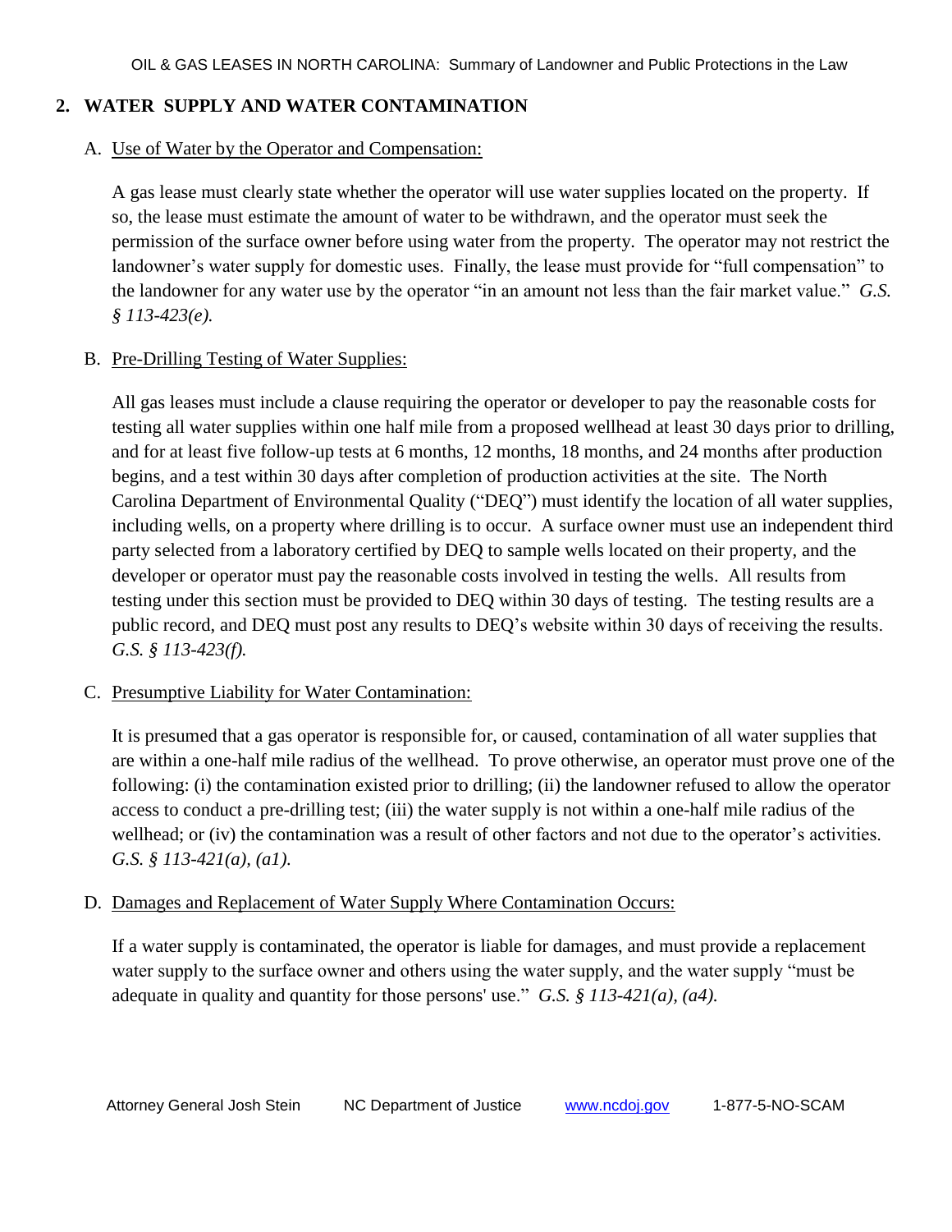## 2. WATER SUPPLY AND WATER CONTAMINATION

### A. Use of Water by the Operator and Compensation:

A gas lease must clearly state whether the operator will use water supplies located on the property. If so, the lease must estimate the amount of water to be withdrawn, and the operator must seek the permission of the surface owner before using water from the property. The operator may not restrict the landowner's water supply for domestic uses. Finally, the lease must provide for "full compensation" to the landowner for any water use by the operator "in an amount not less than the fair market value." *G.S. § 113-423(e).*

### B. Pre-Drilling Testing of Water Supplies:

All gas leases must include a clause requiring the operator or developer to pay the reasonable costs for testing all water supplies within one half mile from a proposed wellhead at least 30 days prior to drilling, and for at least five follow-up tests at 6 months, 12 months, 18 months, and 24 months after production begins, and a test within 30 days after completion of production activities at the site. The North Carolina Department of Environmental Quality ("DEQ") must identify the location of all water supplies, including wells, on a property where drilling is to occur. A surface owner must use an independent third party selected from a laboratory certified by DEQ to sample wells located on their property, and the developer or operator must pay the reasonable costs involved in testing the wells. All results from testing under this section must be provided to DEQ within 30 days of testing. The testing results are a public record, and DEQ must post any results to DEQ's website within 30 days of receiving the results. *G.S. § 113-423(f).*

### C. Presumptive Liability for Water Contamination:

It is presumed that a gas operator is responsible for, or caused, contamination of all water supplies that are within a one-half mile radius of the wellhead. To prove otherwise, an operator must prove one of the following: (i) the contamination existed prior to drilling; (ii) the landowner refused to allow the operator access to conduct a pre-drilling test; (iii) the water supply is not within a one-half mile radius of the wellhead; or (iv) the contamination was a result of other factors and not due to the operator's activities. *G.S. § 113-421(a), (a1).*

### D. Damages and Replacement of Water Supply Where Contamination Occurs:

If a water supply is contaminated, the operator is liable for damages, and must provide a replacement water supply to the surface owner and others using the water supply, and the water supply "must be adequate in quality and quantity for those persons' use." *G.S. § 113-421(a), (a4).*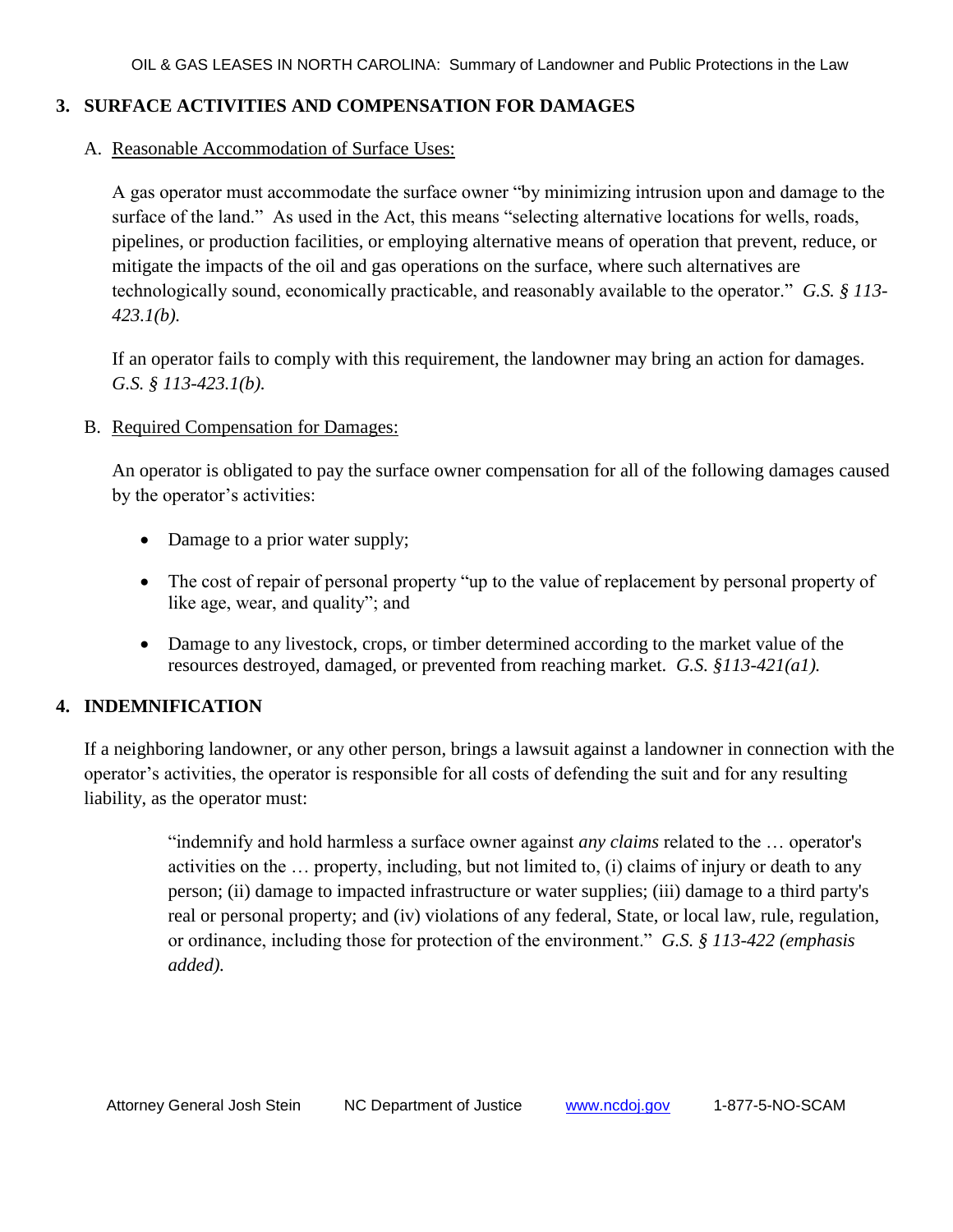## 3. SURFACE ACTIVITIES AND COMPENSATION FOR DAMAGES

### A. Reasonable Accommodation of Surface Uses:

A gas operator must accommodate the surface owner "by minimizing intrusion upon and damage to the surface of the land." As used in the Act, this means "selecting alternative locations for wells, roads, pipelines, or production facilities, or employing alternative means of operation that prevent, reduce, or mitigate the impacts of the oil and gas operations on the surface, where such alternatives are technologically sound, economically practicable, and reasonably available to the operator." *G.S. § 113-423.1(b).*

If an operator fails to comply with this requirement, the landowner may bring an action for damages. *G.S. § 113-423.1(b).*

### B. Required Compensation for Damages:

An operator is obligated to pay the surface owner compensation for all of the following damages caused by the operator's activities:

- Damage to a prior water supply;
- The cost of repair of personal property "up to the value of replacement by personal property of like age, wear, and quality"; and
- Damage to any livestock, crops, or timber determined according to the market value of the resources destroyed, damaged, or prevented from reaching market. *G.S. §113-421(a1).*

## 4. INDEMNIFICATION

If a neighboring landowner, or any other person, brings a lawsuit against a landowner in connection with the operator's activities, the operator is responsible for all costs of defending the suit and for any resulting liability, as the operator must:

> "indemnify and hold harmless a surface owner against *any claims* related to the … operator's activities on the … property, including, but not limited to, (i) claims of injury or death to any person; (ii) damage to impacted infrastructure or water supplies; (iii) damage to a third party's real or personal property; and (iv) violations of any federal, State, or local law, rule, regulation, or ordinance, including those for protection of the environment." *G.S. § 113-422 (emphasis added).*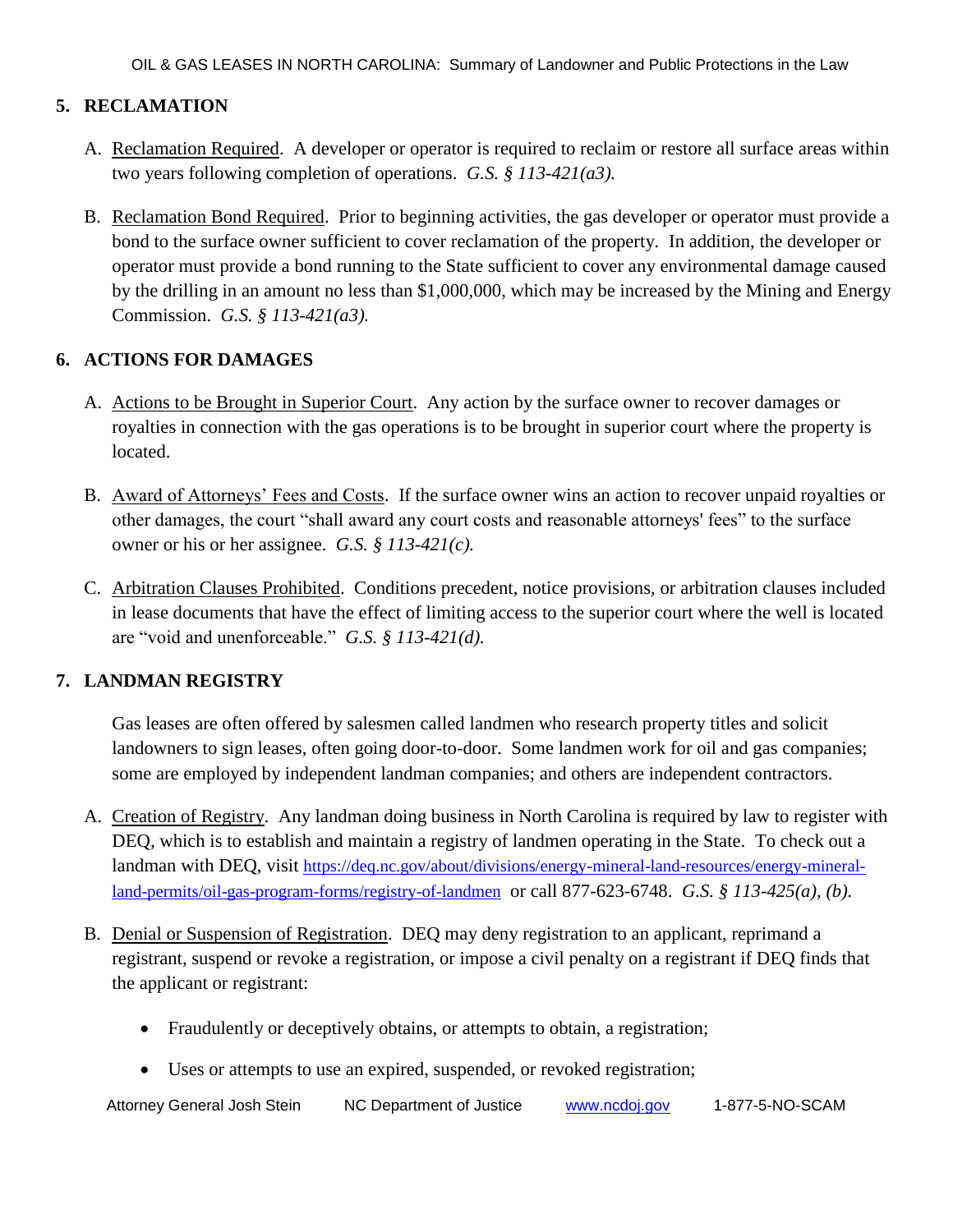## 5. RECLAMATION

A. Reclamation Required. A developer or operator is required to reclaim or restore all surface areas within two years following completion of operations. *G.S. § 113-421(a3).*

B. Reclamation Bond Required. Prior to beginning activities, the gas developer or operator must provide a bond to the surface owner sufficient to cover reclamation of the property. In addition, the developer or operator must provide a bond running to the State sufficient to cover any environmental damage caused by the drilling in an amount no less than $1,000,000, which may be increased by the Mining and Energy Commission. *G.S. § 113-421(a3).*

## 6. ACTIONS FOR DAMAGES

A. Actions to be Brought in Superior Court. Any action by the surface owner to recover damages or royalties in connection with the gas operations is to be brought in superior court where the property is located.

B. Award of Attorneys' Fees and Costs. If the surface owner wins an action to recover unpaid royalties or other damages, the court "shall award any court costs and reasonable attorneys' fees" to the surface owner or his or her assignee. *G.S. § 113-421(c).*

C. Arbitration Clauses Prohibited. Conditions precedent, notice provisions, or arbitration clauses included in lease documents that have the effect of limiting access to the superior court where the well is located are "void and unenforceable." *G.S. § 113-421(d).*

## 7. LANDMAN REGISTRY

Gas leases are often offered by salesmen called landmen who research property titles and solicit landowners to sign leases, often going door-to-door. Some landmen work for oil and gas companies; some are employed by independent landman companies; and others are independent contractors.

A. Creation of Registry. Any landman doing business in North Carolina is required by law to register with DEQ, which is to establish and maintain a registry of landmen operating in the State. To check out a landman with DEQ, visit https://deq.nc.gov/about/divisions/energy-mineral-land-resources/energy-mineral-land-permits/oil-gas-program-forms/registry-of-landmen or call 877-623-6748. *G.S. § 113-425(a), (b).*

B. Denial or Suspension of Registration. DEQ may deny registration to an applicant, reprimand a registrant, suspend or revoke a registration, or impose a civil penalty on a registrant if DEQ finds that the applicant or registrant:

- Fraudulently or deceptively obtains, or attempts to obtain, a registration;
- Uses or attempts to use an expired, suspended, or revoked registration;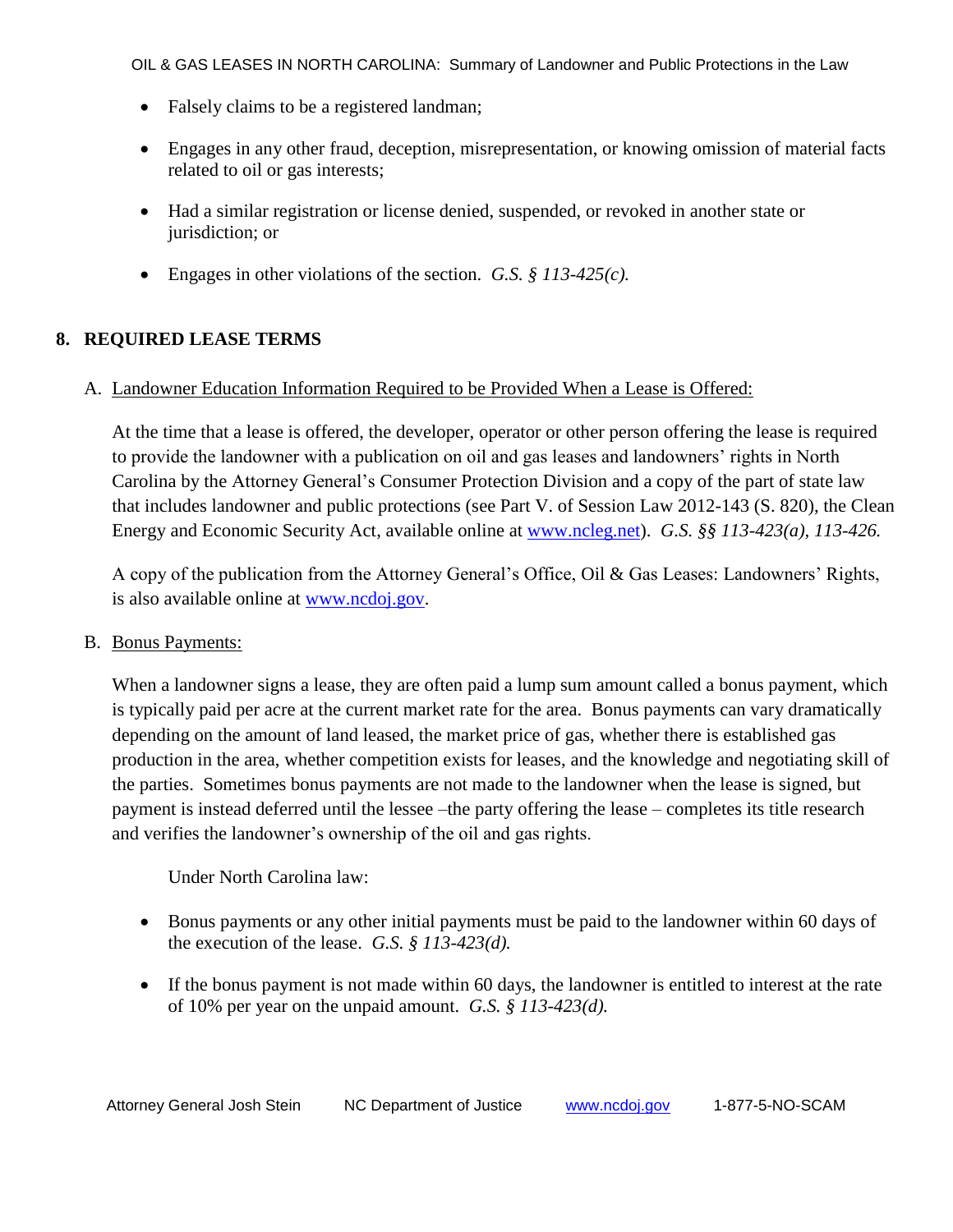- Falsely claims to be a registered landman;
- Engages in any other fraud, deception, misrepresentation, or knowing omission of material facts related to oil or gas interests;
- Had a similar registration or license denied, suspended, or revoked in another state or jurisdiction; or
- Engages in other violations of the section. *G.S. § 113-425(c).*

## 8. REQUIRED LEASE TERMS

### A. Landowner Education Information Required to be Provided When a Lease is Offered:

At the time that a lease is offered, the developer, operator or other person offering the lease is required to provide the landowner with a publication on oil and gas leases and landowners' rights in North Carolina by the Attorney General's Consumer Protection Division and a copy of the part of state law that includes landowner and public protections (see Part V. of Session Law 2012-143 (S. 820), the Clean Energy and Economic Security Act, available online at [www.ncleg.net](http://www.ncleg.net)). *G.S. §§ 113-423(a), 113-426.*

A copy of the publication from the Attorney General's Office, Oil & Gas Leases: Landowners' Rights, is also available online at [www.ncdoj.gov](http://www.ncdoj.gov).

### B. Bonus Payments:

When a landowner signs a lease, they are often paid a lump sum amount called a bonus payment, which is typically paid per acre at the current market rate for the area. Bonus payments can vary dramatically depending on the amount of land leased, the market price of gas, whether there is established gas production in the area, whether competition exists for leases, and the knowledge and negotiating skill of the parties. Sometimes bonus payments are not made to the landowner when the lease is signed, but payment is instead deferred until the lessee –the party offering the lease – completes its title research and verifies the landowner's ownership of the oil and gas rights.

Under North Carolina law:

- Bonus payments or any other initial payments must be paid to the landowner within 60 days of the execution of the lease. *G.S. § 113-423(d).*
- If the bonus payment is not made within 60 days, the landowner is entitled to interest at the rate of 10% per year on the unpaid amount. *G.S. § 113-423(d).*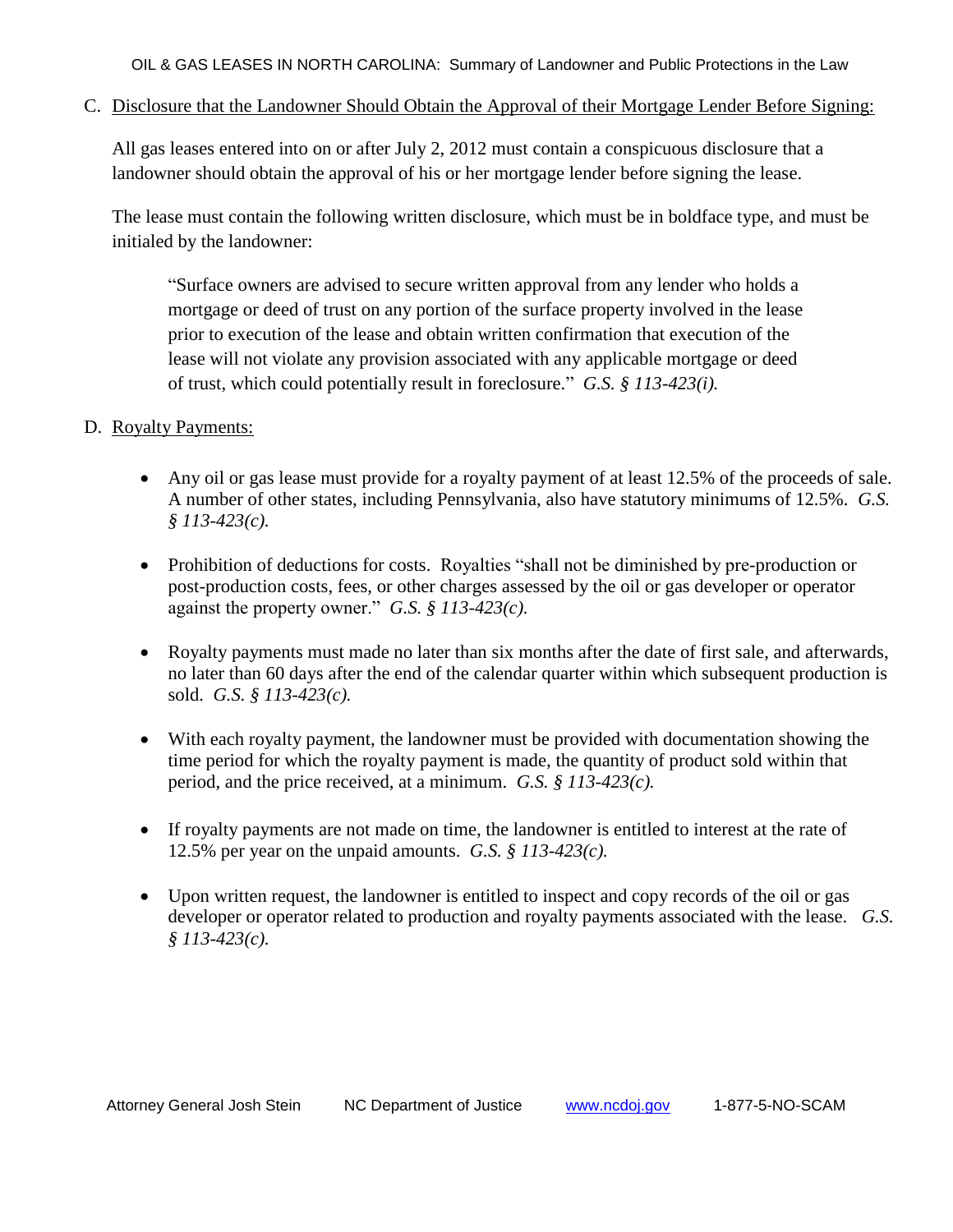C. Disclosure that the Landowner Should Obtain the Approval of their Mortgage Lender Before Signing:

All gas leases entered into on or after July 2, 2012 must contain a conspicuous disclosure that a landowner should obtain the approval of his or her mortgage lender before signing the lease.

The lease must contain the following written disclosure, which must be in boldface type, and must be initialed by the landowner:

> "Surface owners are advised to secure written approval from any lender who holds a mortgage or deed of trust on any portion of the surface property involved in the lease prior to execution of the lease and obtain written confirmation that execution of the lease will not violate any provision associated with any applicable mortgage or deed of trust, which could potentially result in foreclosure." *G.S. § 113-423(i).*

D. Royalty Payments:

- Any oil or gas lease must provide for a royalty payment of at least 12.5% of the proceeds of sale. A number of other states, including Pennsylvania, also have statutory minimums of 12.5%. *G.S. § 113-423(c).*
- Prohibition of deductions for costs. Royalties "shall not be diminished by pre-production or post-production costs, fees, or other charges assessed by the oil or gas developer or operator against the property owner." *G.S. § 113-423(c).*
- Royalty payments must made no later than six months after the date of first sale, and afterwards, no later than 60 days after the end of the calendar quarter within which subsequent production is sold. *G.S. § 113-423(c).*
- With each royalty payment, the landowner must be provided with documentation showing the time period for which the royalty payment is made, the quantity of product sold within that period, and the price received, at a minimum. *G.S. § 113-423(c).*
- If royalty payments are not made on time, the landowner is entitled to interest at the rate of 12.5% per year on the unpaid amounts. *G.S. § 113-423(c).*
- Upon written request, the landowner is entitled to inspect and copy records of the oil or gas developer or operator related to production and royalty payments associated with the lease. *G.S. § 113-423(c).*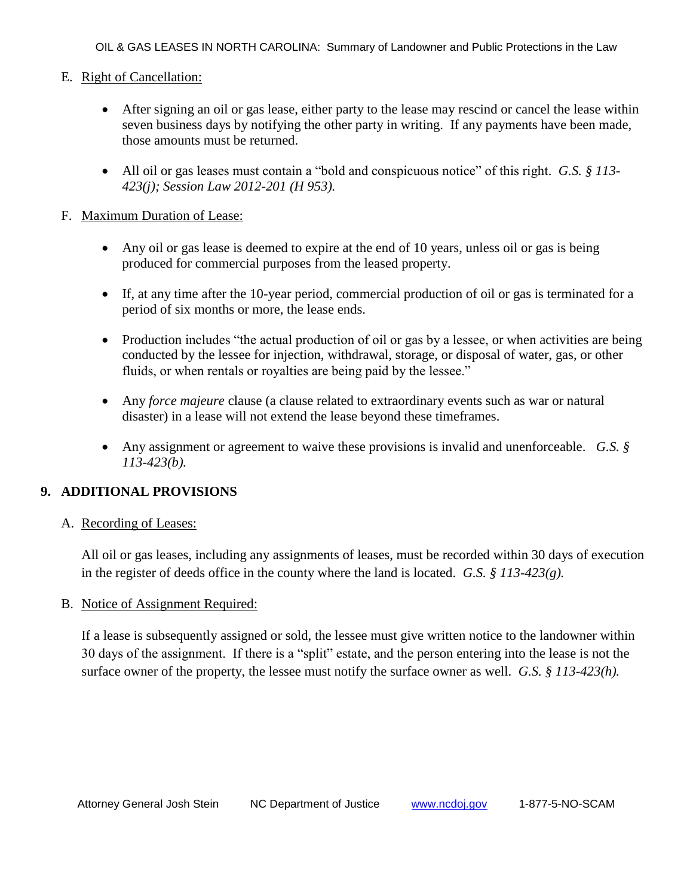E. Right of Cancellation:

- After signing an oil or gas lease, either party to the lease may rescind or cancel the lease within seven business days by notifying the other party in writing. If any payments have been made, those amounts must be returned.
- All oil or gas leases must contain a "bold and conspicuous notice" of this right. *G.S. § 113-423(j); Session Law 2012-201 (H 953).*

F. Maximum Duration of Lease:

- Any oil or gas lease is deemed to expire at the end of 10 years, unless oil or gas is being produced for commercial purposes from the leased property.
- If, at any time after the 10-year period, commercial production of oil or gas is terminated for a period of six months or more, the lease ends.
- Production includes "the actual production of oil or gas by a lessee, or when activities are being conducted by the lessee for injection, withdrawal, storage, or disposal of water, gas, or other fluids, or when rentals or royalties are being paid by the lessee."
- Any *force majeure* clause (a clause related to extraordinary events such as war or natural disaster) in a lease will not extend the lease beyond these timeframes.
- Any assignment or agreement to waive these provisions is invalid and unenforceable. *G.S. § 113-423(b).*

## 9. ADDITIONAL PROVISIONS

A. Recording of Leases:

All oil or gas leases, including any assignments of leases, must be recorded within 30 days of execution in the register of deeds office in the county where the land is located. *G.S. § 113-423(g).*

B. Notice of Assignment Required:

If a lease is subsequently assigned or sold, the lessee must give written notice to the landowner within 30 days of the assignment. If there is a "split" estate, and the person entering into the lease is not the surface owner of the property, the lessee must notify the surface owner as well. *G.S. § 113-423(h).*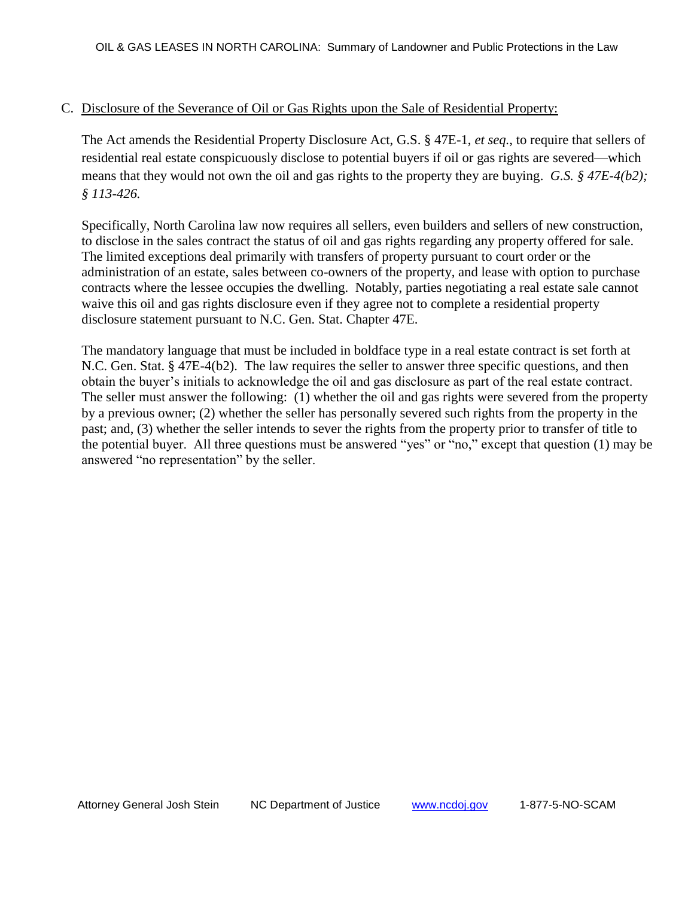C. <u>Disclosure of the Severance of Oil or Gas Rights upon the Sale of Residential Property:</u>

The Act amends the Residential Property Disclosure Act, G.S. § 47E-1, *et seq.*, to require that sellers of residential real estate conspicuously disclose to potential buyers if oil or gas rights are severed—which means that they would not own the oil and gas rights to the property they are buying. *G.S. § 47E-4(b2); § 113-426.*

Specifically, North Carolina law now requires all sellers, even builders and sellers of new construction, to disclose in the sales contract the status of oil and gas rights regarding any property offered for sale. The limited exceptions deal primarily with transfers of property pursuant to court order or the administration of an estate, sales between co-owners of the property, and lease with option to purchase contracts where the lessee occupies the dwelling. Notably, parties negotiating a real estate sale cannot waive this oil and gas rights disclosure even if they agree not to complete a residential property disclosure statement pursuant to N.C. Gen. Stat. Chapter 47E.

The mandatory language that must be included in boldface type in a real estate contract is set forth at N.C. Gen. Stat. § 47E-4(b2). The law requires the seller to answer three specific questions, and then obtain the buyer's initials to acknowledge the oil and gas disclosure as part of the real estate contract. The seller must answer the following: (1) whether the oil and gas rights were severed from the property by a previous owner; (2) whether the seller has personally severed such rights from the property in the past; and, (3) whether the seller intends to sever the rights from the property prior to transfer of title to the potential buyer. All three questions must be answered "yes" or "no," except that question (1) may be answered "no representation" by the seller.